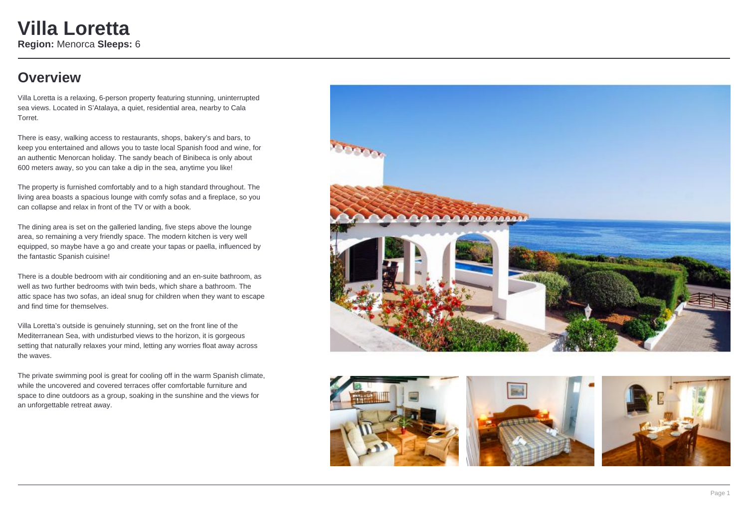# Villa Loretta

**Region:** Menorca **Sleeps:** 6

## Overview

Villa Loretta is a relaxing, 6-person property featuring stunning, uninterrupted sea views. Located in S'Atalaya, a quiet, residential area, nearby to Cala Torret.

There is easy, walking access to restaurants, shops, bakery's and bars, to keep you entertained and allows you to taste local Spanish food and wine, for an authentic Menorcan holiday. The sandy beach of Binibeca is only about 600 meters away, so you can take a dip in the sea, anytime you like!

The property is furnished comfortably and to a high standard throughout. The living area boasts a spacious lounge with comfy sofas and a fireplace, so you can collapse and relax in front of the TV or with a book.

The dining area is set on the galleried landing, five steps above the lounge area, so remaining a very friendly space. The modern kitchen is very well equipped, so maybe have a go and create your tapas or paella, influenced by the fantastic Spanish cuisine!

There is a double bedroom with air conditioning and an en-suite bathroom, as well as two further bedrooms with twin beds, which share a bathroom. The attic space has two sofas, an ideal snug for children when they want to escape and find time for themselves.

Villa Loretta's outside is genuinely stunning, set on the front line of the Mediterranean Sea, with undisturbed views to the horizon, it is gorgeous setting that naturally relaxes your mind, letting any worries float away across the waves.

The private swimming pool is great for cooling off in the warm Spanish climate, while the uncovered and covered terraces offer comfortable furniture and space to dine outdoors as a group, soaking in the sunshine and the views for an unforgettable retreat away.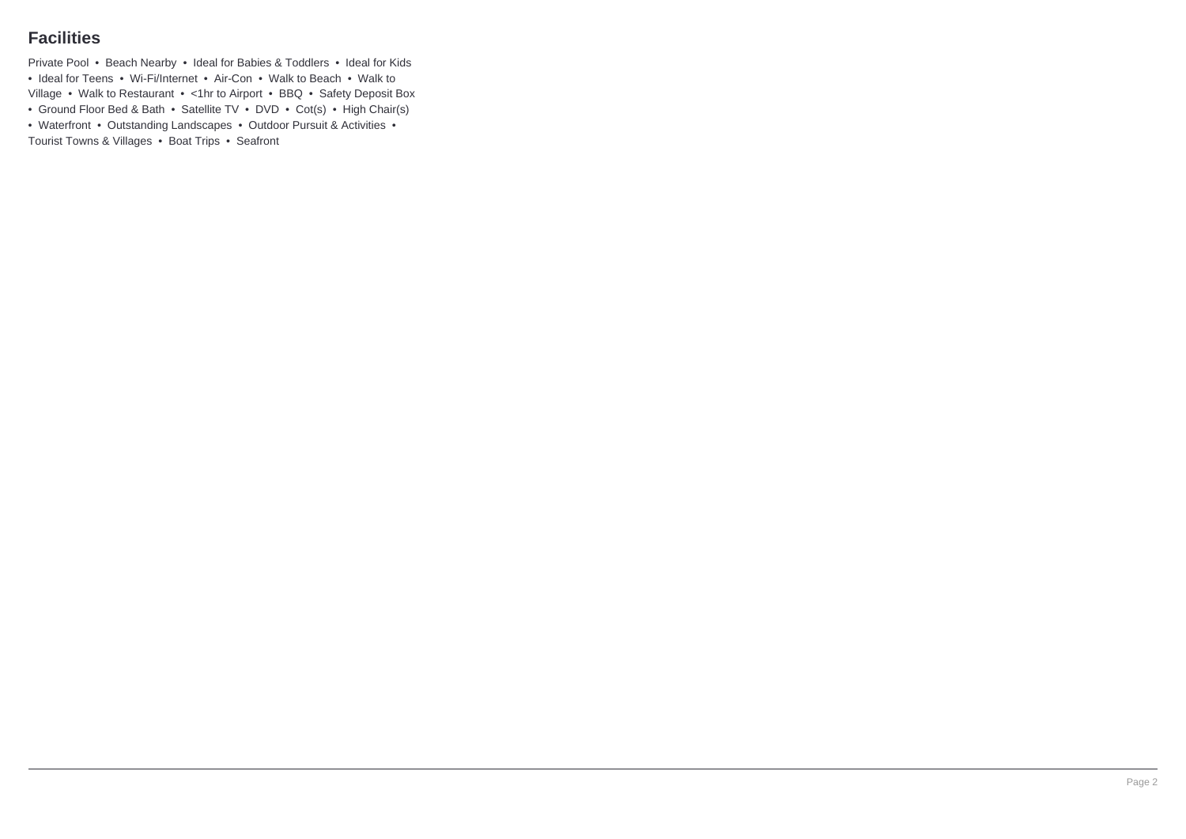## Facilities

Private Pool • Beach Nearby • Ideal for Babies & Toddlers • Ideal for Kids • Ideal for Teens • Wi-Fi/Internet • Air-Con • Walk to Beach • Walk to Village • Walk to Restaurant • <1hr to Airport • BBQ • Safety Deposit Box • Ground Floor Bed & Bath • Satellite TV • DVD • Cot(s) • High Chair(s) • Waterfront • Outstanding Landscapes • Outdoor Pursuit & Activities • Tourist Towns & Villages • Boat Trips • Seafront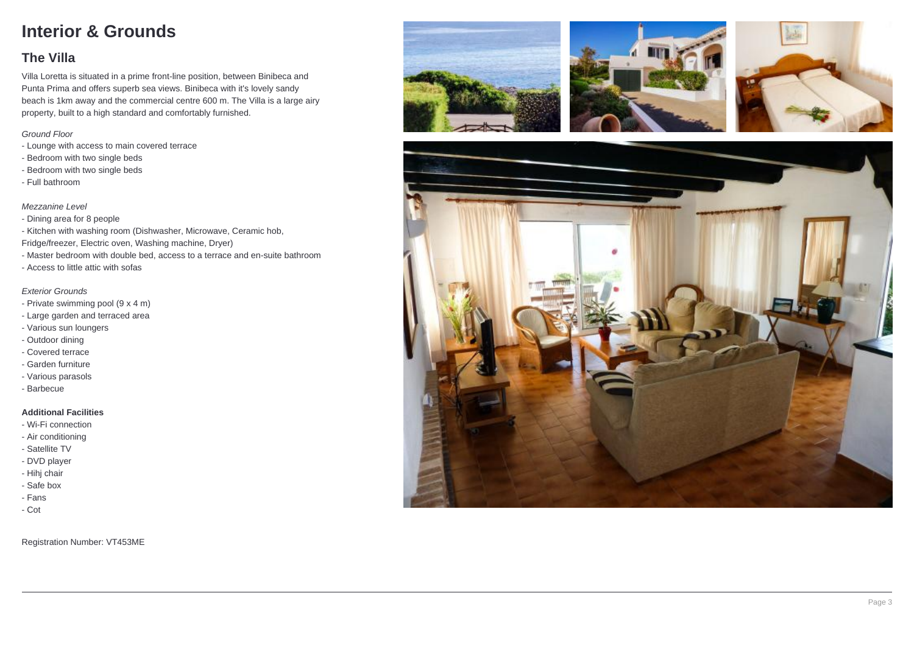# Interior & Grounds

## The Villa

Villa Loretta is situated in a prime front-line position, between Binibeca and Punta Prima and offers superb sea views. Binibeca with it's lovely sandy beach is 1km away and the commercial centre 600 m. The Villa is a large airy property, built to a high standard and comfortably furnished.

*Ground Floor*

- Lounge with access to main covered terrace
- Bedroom with two single beds
- Bedroom with two single beds
- Full bathroom

*Mezzanine Level*

- Dining area for 8 people
- Kitchen with washing room (Dishwasher, Microwave, Ceramic hob, Fridge/freezer, Electric oven, Washing machine, Dryer)
- Master bedroom with double bed, access to a terrace and en-suite bathroom
- Access to little attic with sofas

*Exterior Grounds*

- Private swimming pool (9 x 4 m)
- Large garden and terraced area
- Various sun loungers
- Outdoor dining
- Covered terrace
- Garden furniture
- Various parasols
- Barbecue

**Additional Facilities**

- Wi-Fi connection
- Air conditioning
- Satellite TV
- DVD player
- Hihj chair
- Safe box
- Fans
- Cot

Registration Number: VT453ME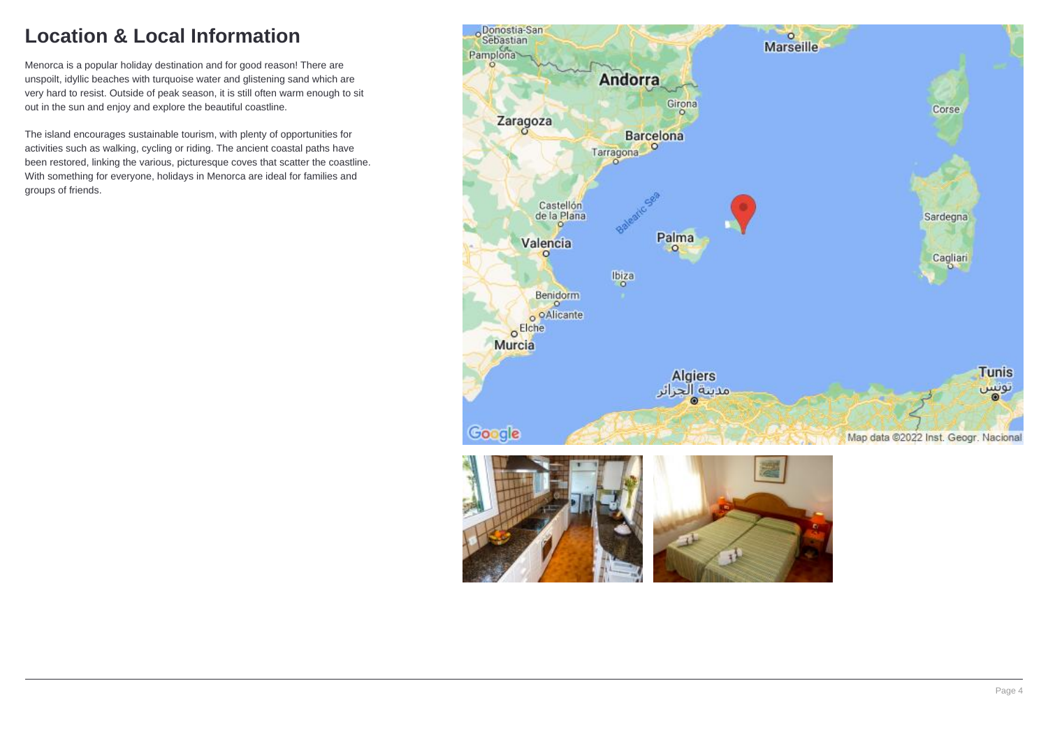# Location & Local Information

Menorca is a popular holiday destination and for good reason! There are unspoilt, idyllic beaches with turquoise water and glistening sand which are very hard to resist. Outside of peak season, it is still often warm enough to sit out in the sun and enjoy and explore the beautiful coastline.

The island encourages sustainable tourism, with plenty of opportunities for activities such as walking, cycling or riding. The ancient coastal paths have been restored, linking the various, picturesque coves that scatter the coastline. With something for everyone, holidays in Menorca are ideal for families and groups of friends.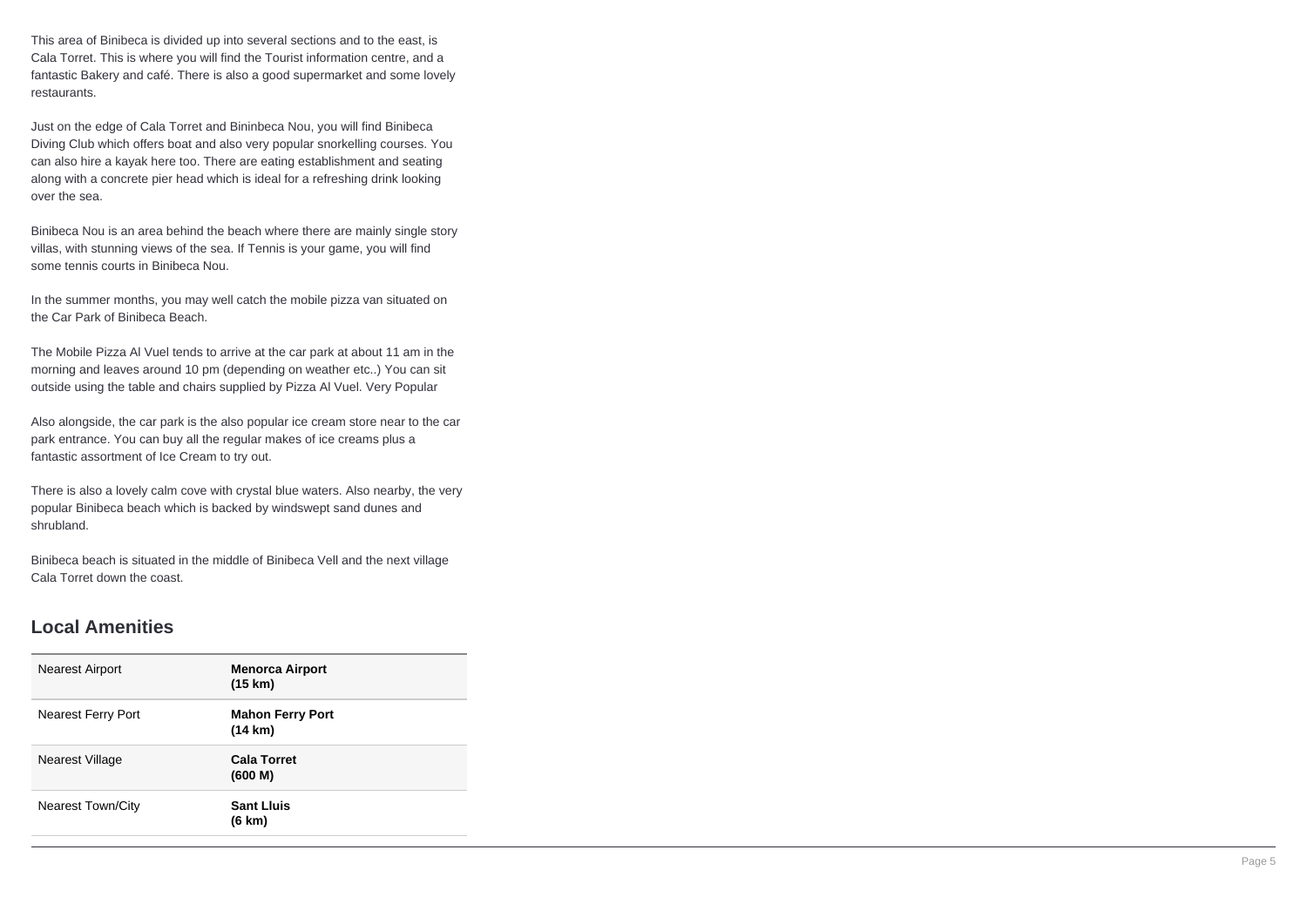This area of Binibeca is divided up into several sections and to the east, is Cala Torret. This is where you will find the Tourist information centre, and a fantastic Bakery and café. There is also a good supermarket and some lovely restaurants.

Just on the edge of Cala Torret and Bininbeca Nou, you will find Binibeca Diving Club which offers boat and also very popular snorkelling courses. You can also hire a kayak here too. There are eating establishment and seating along with a concrete pier head which is ideal for a refreshing drink looking over the sea.

Binibeca Nou is an area behind the beach where there are mainly single story villas, with stunning views of the sea. If Tennis is your game, you will find some tennis courts in Binibeca Nou.

In the summer months, you may well catch the mobile pizza van situated on the Car Park of Binibeca Beach.

The Mobile Pizza Al Vuel tends to arrive at the car park at about 11 am in the morning and leaves around 10 pm (depending on weather etc..) You can sit outside using the table and chairs supplied by Pizza Al Vuel. Very Popular

Also alongside, the car park is the also popular ice cream store near to the car park entrance. You can buy all the regular makes of ice creams plus a fantastic assortment of Ice Cream to try out.

There is also a lovely calm cove with crystal blue waters. Also nearby, the very popular Binibeca beach which is backed by windswept sand dunes and shrubland.

Binibeca beach is situated in the middle of Binibeca Vell and the next village Cala Torret down the coast.

## Local Amenities

| | |
|---|---|
| Nearest Airport | **Menorca Airport (15 km)** |
| Nearest Ferry Port | **Mahon Ferry Port (14 km)** |
| Nearest Village | **Cala Torret (600 M)** |
| Nearest Town/City | **Sant Lluis (6 km)** |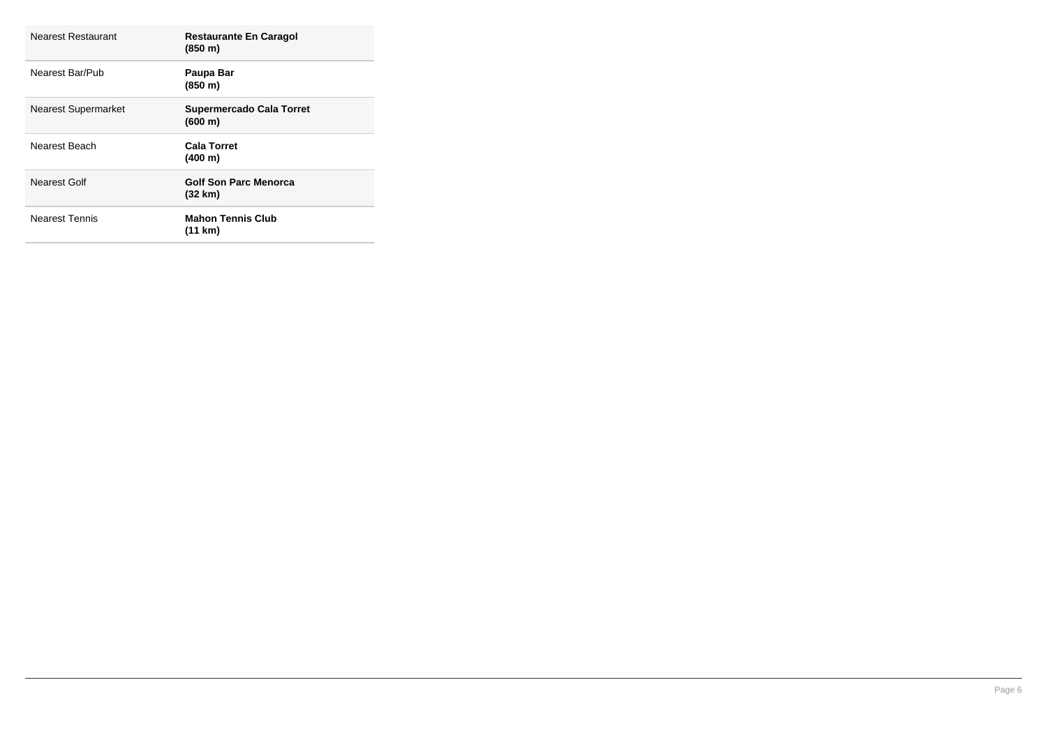| | |
|---|---|
| Nearest Restaurant | **Restaurante En Caragol (850 m)** |
| Nearest Bar/Pub | **Paupa Bar (850 m)** |
| Nearest Supermarket | **Supermercado Cala Torret (600 m)** |
| Nearest Beach | **Cala Torret (400 m)** |
| Nearest Golf | **Golf Son Parc Menorca (32 km)** |
| Nearest Tennis | **Mahon Tennis Club (11 km)** |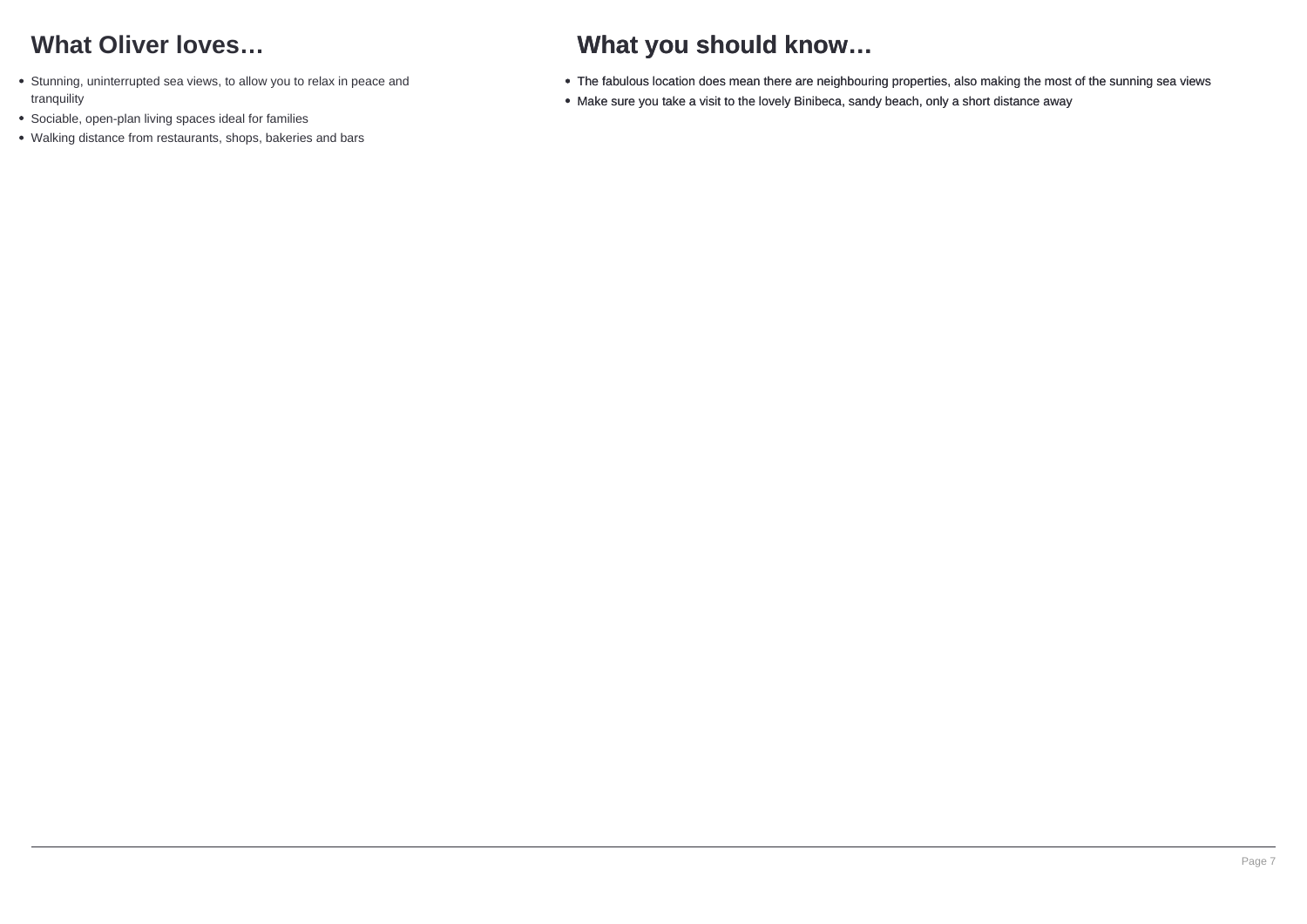## What Oliver loves…

- Stunning, uninterrupted sea views, to allow you to relax in peace and tranquility
- Sociable, open-plan living spaces ideal for families
- Walking distance from restaurants, shops, bakeries and bars

## What you should know…

- The fabulous location does mean there are neighbouring properties, also making the most of the sunning sea views
- Make sure you take a visit to the lovely Binibeca, sandy beach, only a short distance away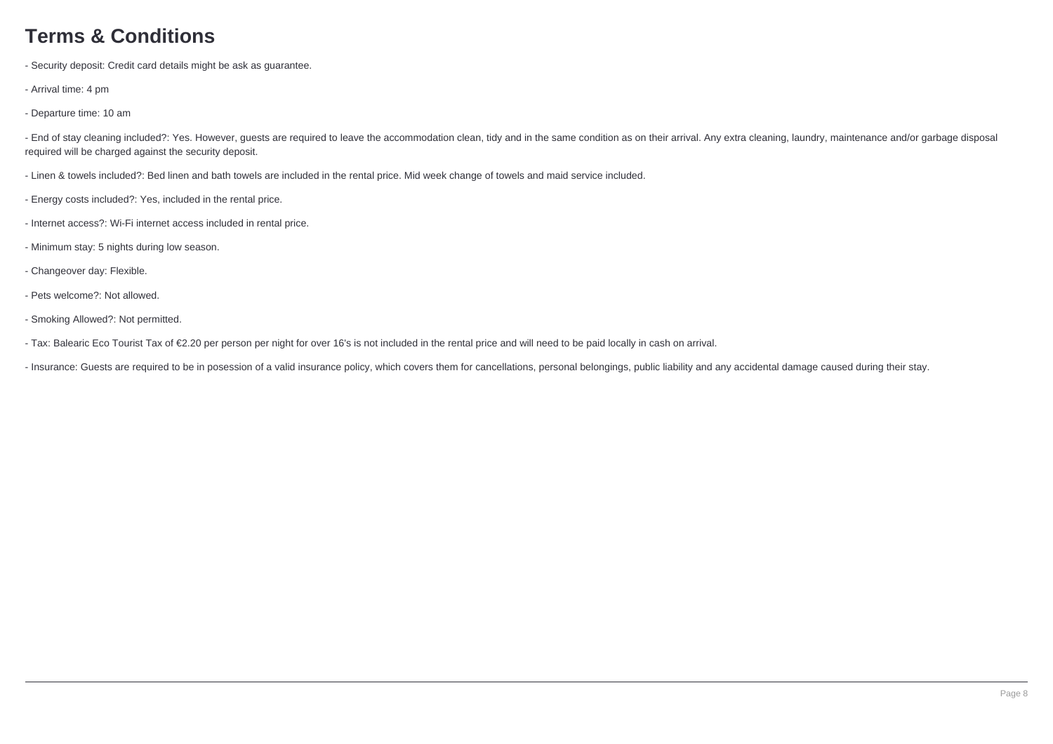# Terms & Conditions

- Security deposit: Credit card details might be ask as guarantee.

- Arrival time: 4 pm

- Departure time: 10 am

- End of stay cleaning included?: Yes. However, guests are required to leave the accommodation clean, tidy and in the same condition as on their arrival. Any extra cleaning, laundry, maintenance and/or garbage disposal required will be charged against the security deposit.

- Linen & towels included?: Bed linen and bath towels are included in the rental price. Mid week change of towels and maid service included.

- Energy costs included?: Yes, included in the rental price.

- Internet access?: Wi-Fi internet access included in rental price.

- Minimum stay: 5 nights during low season.

- Changeover day: Flexible.

- Pets welcome?: Not allowed.

- Smoking Allowed?: Not permitted.

- Tax: Balearic Eco Tourist Tax of €2.20 per person per night for over 16's is not included in the rental price and will need to be paid locally in cash on arrival.

- Insurance: Guests are required to be in posession of a valid insurance policy, which covers them for cancellations, personal belongings, public liability and any accidental damage caused during their stay.